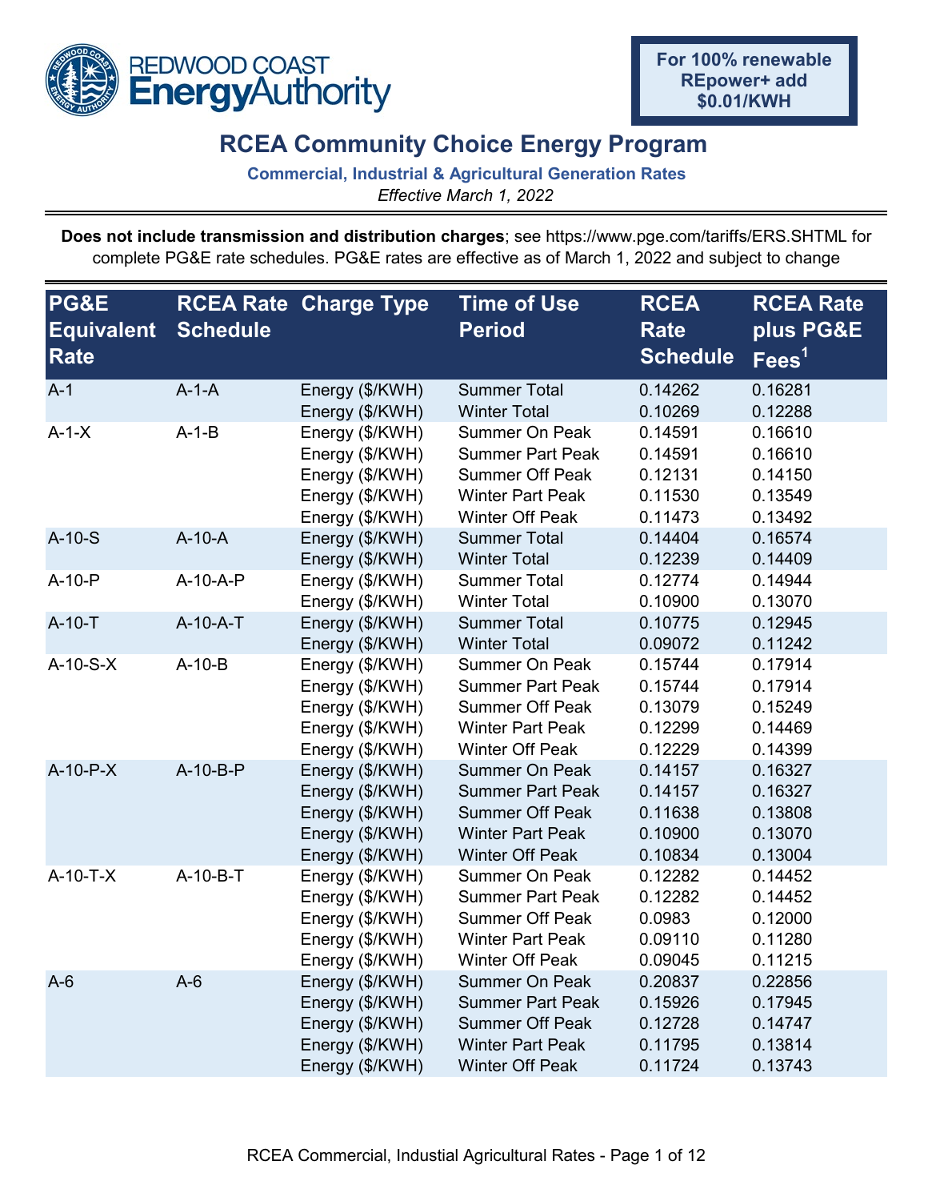For 100% renewable REpower+ add $0.01/KWH

# RCEA Community Choice Energy Program

**Commercial, Industrial & Agricultural Generation Rates**

*Effective March 1, 2022*

**Does not include transmission and distribution charges**; see https://www.pge.com/tariffs/ERS.SHTML for complete PG&E rate schedules. PG&E rates are effective as of March 1, 2022 and subject to change

| PG&E Equivalent Rate | RCEA Rate Schedule | Charge Type | Time of Use Period | RCEA Rate Schedule | RCEA Rate plus PG&E Fees[1] |
|---|---|---|---|---|---|
| A-1 | A-1-A | Energy ($/KWH) | Summer Total | 0.14262 | 0.16281 |
| | | Energy ($/KWH) | Winter Total | 0.10269 | 0.12288 |
| A-1-X | A-1-B | Energy ($/KWH) | Summer On Peak | 0.14591 | 0.16610 |
| | | Energy ($/KWH) | Summer Part Peak | 0.14591 | 0.16610 |
| | | Energy ($/KWH) | Summer Off Peak | 0.12131 | 0.14150 |
| | | Energy ($/KWH) | Winter Part Peak | 0.11530 | 0.13549 |
| | | Energy ($/KWH) | Winter Off Peak | 0.11473 | 0.13492 |
| A-10-S | A-10-A | Energy ($/KWH) | Summer Total | 0.14404 | 0.16574 |
| | | Energy ($/KWH) | Winter Total | 0.12239 | 0.14409 |
| A-10-P | A-10-A-P | Energy ($/KWH) | Summer Total | 0.12774 | 0.14944 |
| | | Energy ($/KWH) | Winter Total | 0.10900 | 0.13070 |
| A-10-T | A-10-A-T | Energy ($/KWH) | Summer Total | 0.10775 | 0.12945 |
| | | Energy ($/KWH) | Winter Total | 0.09072 | 0.11242 |
| A-10-S-X | A-10-B | Energy ($/KWH) | Summer On Peak | 0.15744 | 0.17914 |
| | | Energy ($/KWH) | Summer Part Peak | 0.15744 | 0.17914 |
| | | Energy ($/KWH) | Summer Off Peak | 0.13079 | 0.15249 |
| | | Energy ($/KWH) | Winter Part Peak | 0.12299 | 0.14469 |
| | | Energy ($/KWH) | Winter Off Peak | 0.12229 | 0.14399 |
| A-10-P-X | A-10-B-P | Energy ($/KWH) | Summer On Peak | 0.14157 | 0.16327 |
| | | Energy ($/KWH) | Summer Part Peak | 0.14157 | 0.16327 |
| | | Energy ($/KWH) | Summer Off Peak | 0.11638 | 0.13808 |
| | | Energy ($/KWH) | Winter Part Peak | 0.10900 | 0.13070 |
| | | Energy ($/KWH) | Winter Off Peak | 0.10834 | 0.13004 |
| A-10-T-X | A-10-B-T | Energy ($/KWH) | Summer On Peak | 0.12282 | 0.14452 |
| | | Energy ($/KWH) | Summer Part Peak | 0.12282 | 0.14452 |
| | | Energy ($/KWH) | Summer Off Peak | 0.0983 | 0.12000 |
| | | Energy ($/KWH) | Winter Part Peak | 0.09110 | 0.11280 |
| | | Energy ($/KWH) | Winter Off Peak | 0.09045 | 0.11215 |
| A-6 | A-6 | Energy ($/KWH) | Summer On Peak | 0.20837 | 0.22856 |
| | | Energy ($/KWH) | Summer Part Peak | 0.15926 | 0.17945 |
| | | Energy ($/KWH) | Summer Off Peak | 0.12728 | 0.14747 |
| | | Energy ($/KWH) | Winter Part Peak | 0.11795 | 0.13814 |
| | | Energy ($/KWH) | Winter Off Peak | 0.11724 | 0.13743 |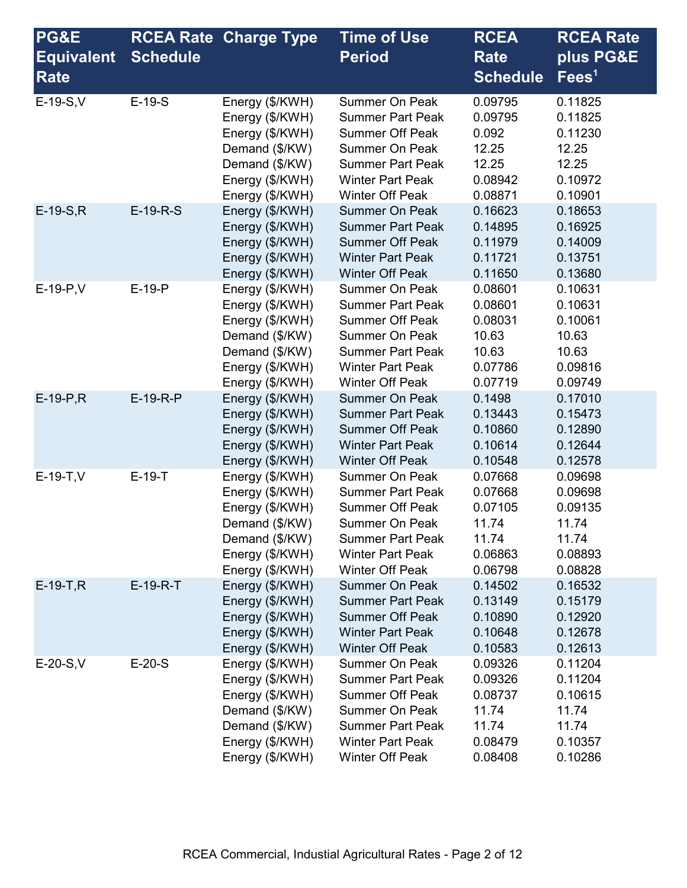| PG&E Equivalent Rate | RCEA Rate Schedule | Charge Type | Time of Use Period | RCEA Rate Schedule | RCEA Rate plus PG&E Fees[1] |
|---|---|---|---|---|---|
| E-19-S,V | E-19-S | Energy ($/KWH) | Summer On Peak | 0.09795 | 0.11825 |
| | | Energy ($/KWH) | Summer Part Peak | 0.09795 | 0.11825 |
| | | Energy ($/KWH) | Summer Off Peak | 0.092 | 0.11230 |
| | | Demand ($/KW) | Summer On Peak | 12.25 | 12.25 |
| | | Demand ($/KW) | Summer Part Peak | 12.25 | 12.25 |
| | | Energy ($/KWH) | Winter Part Peak | 0.08942 | 0.10972 |
| | | Energy ($/KWH) | Winter Off Peak | 0.08871 | 0.10901 |
| E-19-S,R | E-19-R-S | Energy ($/KWH) | Summer On Peak | 0.16623 | 0.18653 |
| | | Energy ($/KWH) | Summer Part Peak | 0.14895 | 0.16925 |
| | | Energy ($/KWH) | Summer Off Peak | 0.11979 | 0.14009 |
| | | Energy ($/KWH) | Winter Part Peak | 0.11721 | 0.13751 |
| | | Energy ($/KWH) | Winter Off Peak | 0.11650 | 0.13680 |
| E-19-P,V | E-19-P | Energy ($/KWH) | Summer On Peak | 0.08601 | 0.10631 |
| | | Energy ($/KWH) | Summer Part Peak | 0.08601 | 0.10631 |
| | | Energy ($/KWH) | Summer Off Peak | 0.08031 | 0.10061 |
| | | Demand ($/KW) | Summer On Peak | 10.63 | 10.63 |
| | | Demand ($/KW) | Summer Part Peak | 10.63 | 10.63 |
| | | Energy ($/KWH) | Winter Part Peak | 0.07786 | 0.09816 |
| | | Energy ($/KWH) | Winter Off Peak | 0.07719 | 0.09749 |
| E-19-P,R | E-19-R-P | Energy ($/KWH) | Summer On Peak | 0.1498 | 0.17010 |
| | | Energy ($/KWH) | Summer Part Peak | 0.13443 | 0.15473 |
| | | Energy ($/KWH) | Summer Off Peak | 0.10860 | 0.12890 |
| | | Energy ($/KWH) | Winter Part Peak | 0.10614 | 0.12644 |
| | | Energy ($/KWH) | Winter Off Peak | 0.10548 | 0.12578 |
| E-19-T,V | E-19-T | Energy ($/KWH) | Summer On Peak | 0.07668 | 0.09698 |
| | | Energy ($/KWH) | Summer Part Peak | 0.07668 | 0.09698 |
| | | Energy ($/KWH) | Summer Off Peak | 0.07105 | 0.09135 |
| | | Demand ($/KW) | Summer On Peak | 11.74 | 11.74 |
| | | Demand ($/KW) | Summer Part Peak | 11.74 | 11.74 |
| | | Energy ($/KWH) | Winter Part Peak | 0.06863 | 0.08893 |
| | | Energy ($/KWH) | Winter Off Peak | 0.06798 | 0.08828 |
| E-19-T,R | E-19-R-T | Energy ($/KWH) | Summer On Peak | 0.14502 | 0.16532 |
| | | Energy ($/KWH) | Summer Part Peak | 0.13149 | 0.15179 |
| | | Energy ($/KWH) | Summer Off Peak | 0.10890 | 0.12920 |
| | | Energy ($/KWH) | Winter Part Peak | 0.10648 | 0.12678 |
| | | Energy ($/KWH) | Winter Off Peak | 0.10583 | 0.12613 |
| E-20-S,V | E-20-S | Energy ($/KWH) | Summer On Peak | 0.09326 | 0.11204 |
| | | Energy ($/KWH) | Summer Part Peak | 0.09326 | 0.11204 |
| | | Energy ($/KWH) | Summer Off Peak | 0.08737 | 0.10615 |
| | | Demand ($/KW) | Summer On Peak | 11.74 | 11.74 |
| | | Demand ($/KW) | Summer Part Peak | 11.74 | 11.74 |
| | | Energy ($/KWH) | Winter Part Peak | 0.08479 | 0.10357 |
| | | Energy ($/KWH) | Winter Off Peak | 0.08408 | 0.10286 |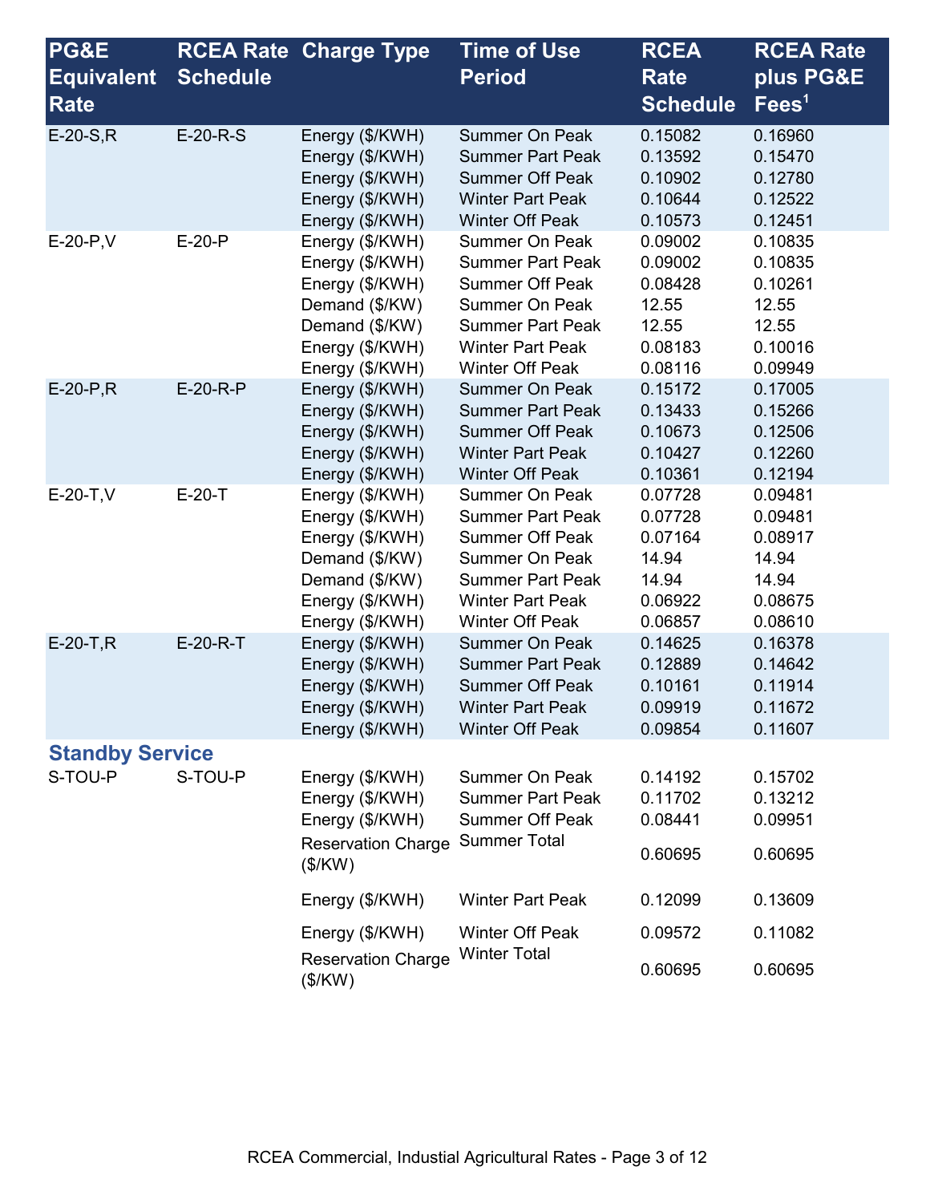| PG&E Equivalent Rate | RCEA Rate Schedule | Charge Type | Time of Use Period | RCEA Rate Schedule | RCEA Rate plus PG&E Fees[1] |
|---|---|---|---|---|---|
| E-20-S,R | E-20-R-S | Energy ($/KWH) | Summer On Peak | 0.15082 | 0.16960 |
| | | Energy ($/KWH) | Summer Part Peak | 0.13592 | 0.15470 |
| | | Energy ($/KWH) | Summer Off Peak | 0.10902 | 0.12780 |
| | | Energy ($/KWH) | Winter Part Peak | 0.10644 | 0.12522 |
| | | Energy ($/KWH) | Winter Off Peak | 0.10573 | 0.12451 |
| E-20-P,V | E-20-P | Energy ($/KWH) | Summer On Peak | 0.09002 | 0.10835 |
| | | Energy ($/KWH) | Summer Part Peak | 0.09002 | 0.10835 |
| | | Energy ($/KWH) | Summer Off Peak | 0.08428 | 0.10261 |
| | | Demand ($/KW) | Summer On Peak | 12.55 | 12.55 |
| | | Demand ($/KW) | Summer Part Peak | 12.55 | 12.55 |
| | | Energy ($/KWH) | Winter Part Peak | 0.08183 | 0.10016 |
| | | Energy ($/KWH) | Winter Off Peak | 0.08116 | 0.09949 |
| E-20-P,R | E-20-R-P | Energy ($/KWH) | Summer On Peak | 0.15172 | 0.17005 |
| | | Energy ($/KWH) | Summer Part Peak | 0.13433 | 0.15266 |
| | | Energy ($/KWH) | Summer Off Peak | 0.10673 | 0.12506 |
| | | Energy ($/KWH) | Winter Part Peak | 0.10427 | 0.12260 |
| | | Energy ($/KWH) | Winter Off Peak | 0.10361 | 0.12194 |
| E-20-T,V | E-20-T | Energy ($/KWH) | Summer On Peak | 0.07728 | 0.09481 |
| | | Energy ($/KWH) | Summer Part Peak | 0.07728 | 0.09481 |
| | | Energy ($/KWH) | Summer Off Peak | 0.07164 | 0.08917 |
| | | Demand ($/KW) | Summer On Peak | 14.94 | 14.94 |
| | | Demand ($/KW) | Summer Part Peak | 14.94 | 14.94 |
| | | Energy ($/KWH) | Winter Part Peak | 0.06922 | 0.08675 |
| | | Energy ($/KWH) | Winter Off Peak | 0.06857 | 0.08610 |
| E-20-T,R | E-20-R-T | Energy ($/KWH) | Summer On Peak | 0.14625 | 0.16378 |
| | | Energy ($/KWH) | Summer Part Peak | 0.12889 | 0.14642 |
| | | Energy ($/KWH) | Summer Off Peak | 0.10161 | 0.11914 |
| | | Energy ($/KWH) | Winter Part Peak | 0.09919 | 0.11672 |
| | | Energy ($/KWH) | Winter Off Peak | 0.09854 | 0.11607 |
| **Standby Service** | | | | | |
| S-TOU-P | S-TOU-P | Energy ($/KWH) | Summer On Peak | 0.14192 | 0.15702 |
| | | Energy ($/KWH) | Summer Part Peak | 0.11702 | 0.13212 |
| | | Energy ($/KWH) | Summer Off Peak | 0.08441 | 0.09951 |
| | | Reservation Charge ($/KW) | Summer Total | 0.60695 | 0.60695 |
| | | Energy ($/KWH) | Winter Part Peak | 0.12099 | 0.13609 |
| | | Energy ($/KWH) | Winter Off Peak | 0.09572 | 0.11082 |
| | | Reservation Charge ($/KW) | Winter Total | 0.60695 | 0.60695 |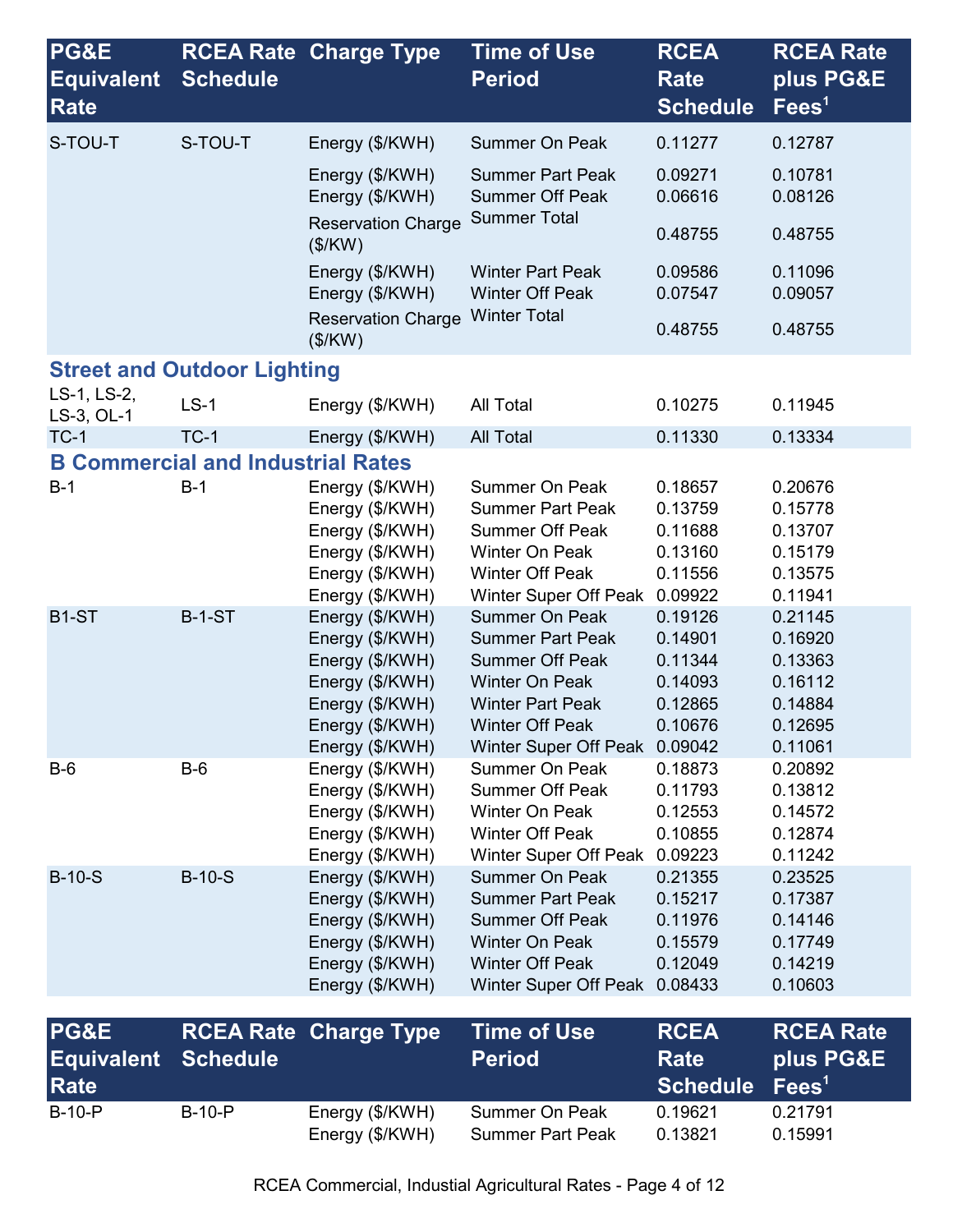| PG&E Equivalent Rate | RCEA Rate Schedule | Charge Type | Time of Use Period | RCEA Rate Schedule | RCEA Rate plus PG&E Fees[1] |
|---|---|---|---|---|---|
| S-TOU-T | S-TOU-T | Energy ($/KWH) | Summer On Peak | 0.11277 | 0.12787 |
| | | Energy ($/KWH) | Summer Part Peak | 0.09271 | 0.10781 |
| | | Energy ($/KWH) | Summer Off Peak | 0.06616 | 0.08126 |
| | | Reservation Charge ($/KW) | Summer Total | 0.48755 | 0.48755 |
| | | Energy ($/KWH) | Winter Part Peak | 0.09586 | 0.11096 |
| | | Energy ($/KWH) | Winter Off Peak | 0.07547 | 0.09057 |
| | | Reservation Charge ($/KW) | Winter Total | 0.48755 | 0.48755 |
| **Street and Outdoor Lighting** | | | | | |
| LS-1, LS-2, LS-3, OL-1 | LS-1 | Energy ($/KWH) | All Total | 0.10275 | 0.11945 |
| TC-1 | TC-1 | Energy ($/KWH) | All Total | 0.11330 | 0.13334 |
| **B Commercial and Industrial Rates** | | | | | |
| B-1 | B-1 | Energy ($/KWH) | Summer On Peak | 0.18657 | 0.20676 |
| | | Energy ($/KWH) | Summer Part Peak | 0.13759 | 0.15778 |
| | | Energy ($/KWH) | Summer Off Peak | 0.11688 | 0.13707 |
| | | Energy ($/KWH) | Winter On Peak | 0.13160 | 0.15179 |
| | | Energy ($/KWH) | Winter Off Peak | 0.11556 | 0.13575 |
| | | Energy ($/KWH) | Winter Super Off Peak | 0.09922 | 0.11941 |
| B1-ST | B-1-ST | Energy ($/KWH) | Summer On Peak | 0.19126 | 0.21145 |
| | | Energy ($/KWH) | Summer Part Peak | 0.14901 | 0.16920 |
| | | Energy ($/KWH) | Summer Off Peak | 0.11344 | 0.13363 |
| | | Energy ($/KWH) | Winter On Peak | 0.14093 | 0.16112 |
| | | Energy ($/KWH) | Winter Part Peak | 0.12865 | 0.14884 |
| | | Energy ($/KWH) | Winter Off Peak | 0.10676 | 0.12695 |
| | | Energy ($/KWH) | Winter Super Off Peak | 0.09042 | 0.11061 |
| B-6 | B-6 | Energy ($/KWH) | Summer On Peak | 0.18873 | 0.20892 |
| | | Energy ($/KWH) | Summer Off Peak | 0.11793 | 0.13812 |
| | | Energy ($/KWH) | Winter On Peak | 0.12553 | 0.14572 |
| | | Energy ($/KWH) | Winter Off Peak | 0.10855 | 0.12874 |
| | | Energy ($/KWH) | Winter Super Off Peak | 0.09223 | 0.11242 |
| B-10-S | B-10-S | Energy ($/KWH) | Summer On Peak | 0.21355 | 0.23525 |
| | | Energy ($/KWH) | Summer Part Peak | 0.15217 | 0.17387 |
| | | Energy ($/KWH) | Summer Off Peak | 0.11976 | 0.14146 |
| | | Energy ($/KWH) | Winter On Peak | 0.15579 | 0.17749 |
| | | Energy ($/KWH) | Winter Off Peak | 0.12049 | 0.14219 |
| | | Energy ($/KWH) | Winter Super Off Peak | 0.08433 | 0.10603 |

| PG&E Equivalent Rate | RCEA Rate Schedule | Charge Type | Time of Use Period | RCEA Rate Schedule | RCEA Rate plus PG&E Fees[1] |
|---|---|---|---|---|---|
| B-10-P | B-10-P | Energy ($/KWH) | Summer On Peak | 0.19621 | 0.21791 |
| | | Energy ($/KWH) | Summer Part Peak | 0.13821 | 0.15991 |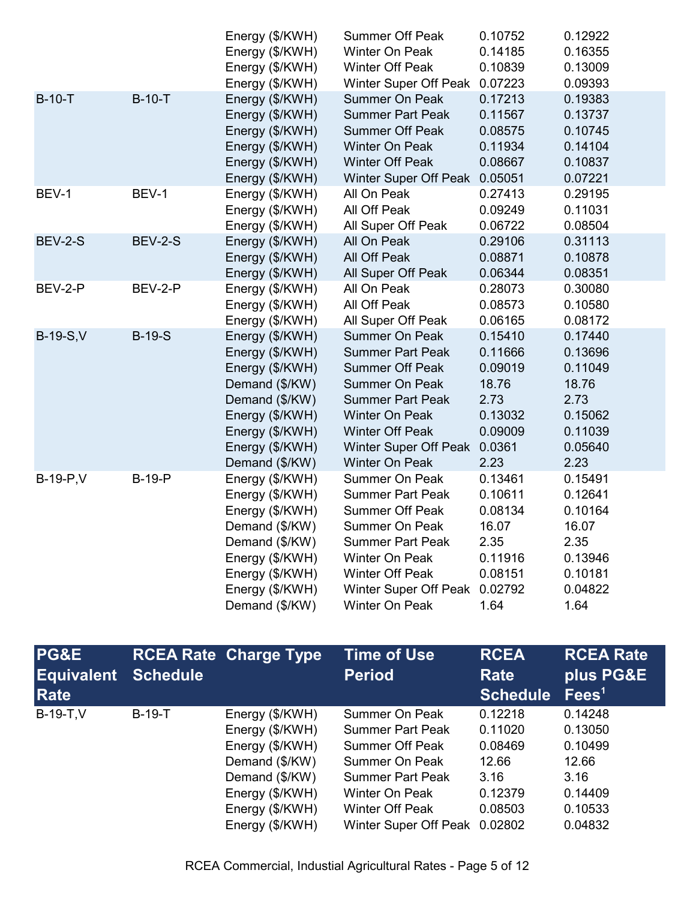| PG&E Equivalent Rate | RCEA Rate Schedule | Charge Type | Time of Use Period | RCEA Rate Schedule | RCEA Rate plus PG&E Fees[1] |
|---|---|---|---|---|---|
| | | Energy ($/KWH) | Summer Off Peak | 0.10752 | 0.12922 |
| | | Energy ($/KWH) | Winter On Peak | 0.14185 | 0.16355 |
| | | Energy ($/KWH) | Winter Off Peak | 0.10839 | 0.13009 |
| | | Energy ($/KWH) | Winter Super Off Peak | 0.07223 | 0.09393 |
| B-10-T | B-10-T | Energy ($/KWH) | Summer On Peak | 0.17213 | 0.19383 |
| | | Energy ($/KWH) | Summer Part Peak | 0.11567 | 0.13737 |
| | | Energy ($/KWH) | Summer Off Peak | 0.08575 | 0.10745 |
| | | Energy ($/KWH) | Winter On Peak | 0.11934 | 0.14104 |
| | | Energy ($/KWH) | Winter Off Peak | 0.08667 | 0.10837 |
| | | Energy ($/KWH) | Winter Super Off Peak | 0.05051 | 0.07221 |
| BEV-1 | BEV-1 | Energy ($/KWH) | All On Peak | 0.27413 | 0.29195 |
| | | Energy ($/KWH) | All Off Peak | 0.09249 | 0.11031 |
| | | Energy ($/KWH) | All Super Off Peak | 0.06722 | 0.08504 |
| BEV-2-S | BEV-2-S | Energy ($/KWH) | All On Peak | 0.29106 | 0.31113 |
| | | Energy ($/KWH) | All Off Peak | 0.08871 | 0.10878 |
| | | Energy ($/KWH) | All Super Off Peak | 0.06344 | 0.08351 |
| BEV-2-P | BEV-2-P | Energy ($/KWH) | All On Peak | 0.28073 | 0.30080 |
| | | Energy ($/KWH) | All Off Peak | 0.08573 | 0.10580 |
| | | Energy ($/KWH) | All Super Off Peak | 0.06165 | 0.08172 |
| B-19-S,V | B-19-S | Energy ($/KWH) | Summer On Peak | 0.15410 | 0.17440 |
| | | Energy ($/KWH) | Summer Part Peak | 0.11666 | 0.13696 |
| | | Energy ($/KWH) | Summer Off Peak | 0.09019 | 0.11049 |
| | | Demand ($/KW) | Summer On Peak | 18.76 | 18.76 |
| | | Demand ($/KW) | Summer Part Peak | 2.73 | 2.73 |
| | | Energy ($/KWH) | Winter On Peak | 0.13032 | 0.15062 |
| | | Energy ($/KWH) | Winter Off Peak | 0.09009 | 0.11039 |
| | | Energy ($/KWH) | Winter Super Off Peak | 0.0361 | 0.05640 |
| | | Demand ($/KW) | Winter On Peak | 2.23 | 2.23 |
| B-19-P,V | B-19-P | Energy ($/KWH) | Summer On Peak | 0.13461 | 0.15491 |
| | | Energy ($/KWH) | Summer Part Peak | 0.10611 | 0.12641 |
| | | Energy ($/KWH) | Summer Off Peak | 0.08134 | 0.10164 |
| | | Demand ($/KW) | Summer On Peak | 16.07 | 16.07 |
| | | Demand ($/KW) | Summer Part Peak | 2.35 | 2.35 |
| | | Energy ($/KWH) | Winter On Peak | 0.11916 | 0.13946 |
| | | Energy ($/KWH) | Winter Off Peak | 0.08151 | 0.10181 |
| | | Energy ($/KWH) | Winter Super Off Peak | 0.02792 | 0.04822 |
| | | Demand ($/KW) | Winter On Peak | 1.64 | 1.64 |
| B-19-T,V | B-19-T | Energy ($/KWH) | Summer On Peak | 0.12218 | 0.14248 |
| | | Energy ($/KWH) | Summer Part Peak | 0.11020 | 0.13050 |
| | | Energy ($/KWH) | Summer Off Peak | 0.08469 | 0.10499 |
| | | Demand ($/KW) | Summer On Peak | 12.66 | 12.66 |
| | | Demand ($/KW) | Summer Part Peak | 3.16 | 3.16 |
| | | Energy ($/KWH) | Winter On Peak | 0.12379 | 0.14409 |
| | | Energy ($/KWH) | Winter Off Peak | 0.08503 | 0.10533 |
| | | Energy ($/KWH) | Winter Super Off Peak | 0.02802 | 0.04832 |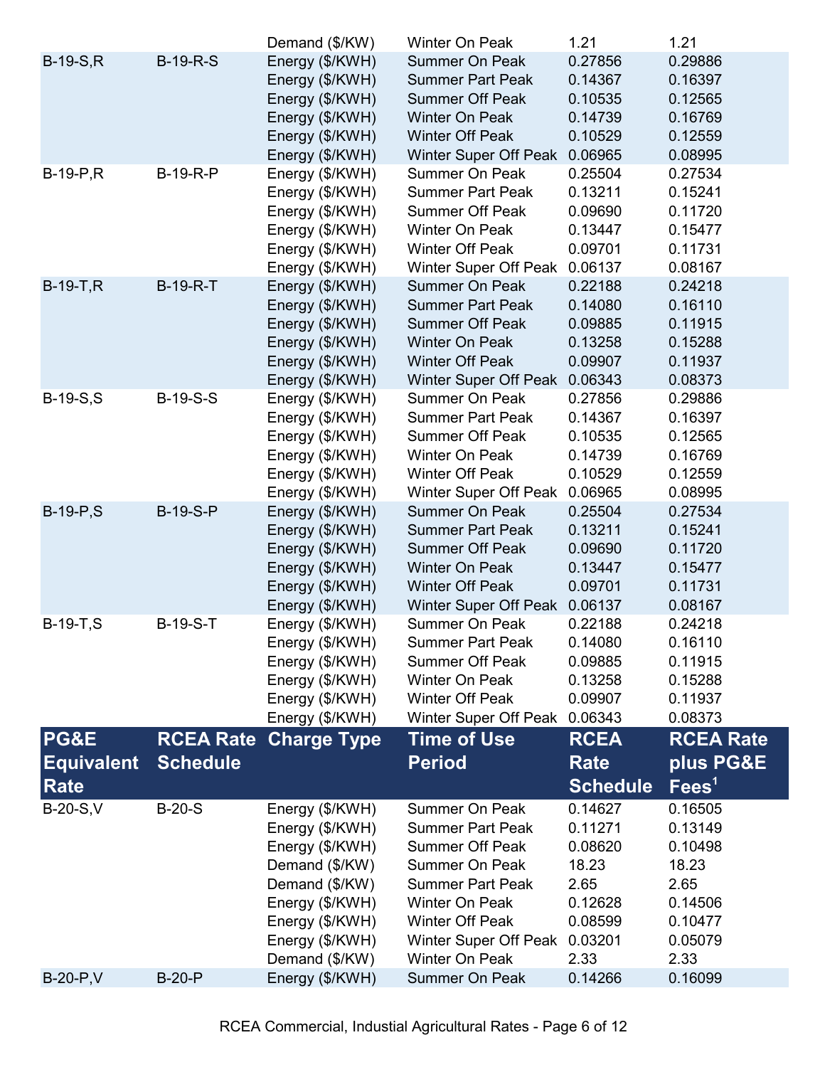| PG&E Equivalent Rate | RCEA Rate Schedule | Charge Type | Time of Use Period | RCEA Rate Schedule | RCEA Rate plus PG&E Fees[1] |
|---|---|---|---|---|---|
| | | Demand ($/KW) | Winter On Peak | 1.21 | 1.21 |
| B-19-S,R | B-19-R-S | Energy ($/KWH) | Summer On Peak | 0.27856 | 0.29886 |
| | | Energy ($/KWH) | Summer Part Peak | 0.14367 | 0.16397 |
| | | Energy ($/KWH) | Summer Off Peak | 0.10535 | 0.12565 |
| | | Energy ($/KWH) | Winter On Peak | 0.14739 | 0.16769 |
| | | Energy ($/KWH) | Winter Off Peak | 0.10529 | 0.12559 |
| | | Energy ($/KWH) | Winter Super Off Peak | 0.06965 | 0.08995 |
| B-19-P,R | B-19-R-P | Energy ($/KWH) | Summer On Peak | 0.25504 | 0.27534 |
| | | Energy ($/KWH) | Summer Part Peak | 0.13211 | 0.15241 |
| | | Energy ($/KWH) | Summer Off Peak | 0.09690 | 0.11720 |
| | | Energy ($/KWH) | Winter On Peak | 0.13447 | 0.15477 |
| | | Energy ($/KWH) | Winter Off Peak | 0.09701 | 0.11731 |
| | | Energy ($/KWH) | Winter Super Off Peak | 0.06137 | 0.08167 |
| B-19-T,R | B-19-R-T | Energy ($/KWH) | Summer On Peak | 0.22188 | 0.24218 |
| | | Energy ($/KWH) | Summer Part Peak | 0.14080 | 0.16110 |
| | | Energy ($/KWH) | Summer Off Peak | 0.09885 | 0.11915 |
| | | Energy ($/KWH) | Winter On Peak | 0.13258 | 0.15288 |
| | | Energy ($/KWH) | Winter Off Peak | 0.09907 | 0.11937 |
| | | Energy ($/KWH) | Winter Super Off Peak | 0.06343 | 0.08373 |
| B-19-S,S | B-19-S-S | Energy ($/KWH) | Summer On Peak | 0.27856 | 0.29886 |
| | | Energy ($/KWH) | Summer Part Peak | 0.14367 | 0.16397 |
| | | Energy ($/KWH) | Summer Off Peak | 0.10535 | 0.12565 |
| | | Energy ($/KWH) | Winter On Peak | 0.14739 | 0.16769 |
| | | Energy ($/KWH) | Winter Off Peak | 0.10529 | 0.12559 |
| | | Energy ($/KWH) | Winter Super Off Peak | 0.06965 | 0.08995 |
| B-19-P,S | B-19-S-P | Energy ($/KWH) | Summer On Peak | 0.25504 | 0.27534 |
| | | Energy ($/KWH) | Summer Part Peak | 0.13211 | 0.15241 |
| | | Energy ($/KWH) | Summer Off Peak | 0.09690 | 0.11720 |
| | | Energy ($/KWH) | Winter On Peak | 0.13447 | 0.15477 |
| | | Energy ($/KWH) | Winter Off Peak | 0.09701 | 0.11731 |
| | | Energy ($/KWH) | Winter Super Off Peak | 0.06137 | 0.08167 |
| B-19-T,S | B-19-S-T | Energy ($/KWH) | Summer On Peak | 0.22188 | 0.24218 |
| | | Energy ($/KWH) | Summer Part Peak | 0.14080 | 0.16110 |
| | | Energy ($/KWH) | Summer Off Peak | 0.09885 | 0.11915 |
| | | Energy ($/KWH) | Winter On Peak | 0.13258 | 0.15288 |
| | | Energy ($/KWH) | Winter Off Peak | 0.09907 | 0.11937 |
| | | Energy ($/KWH) | Winter Super Off Peak | 0.06343 | 0.08373 |

| PG&E Equivalent Rate | RCEA Rate Schedule | Charge Type | Time of Use Period | RCEA Rate Schedule | RCEA Rate plus PG&E Fees[1] |
|---|---|---|---|---|---|
| B-20-S,V | B-20-S | Energy ($/KWH) | Summer On Peak | 0.14627 | 0.16505 |
| | | Energy ($/KWH) | Summer Part Peak | 0.11271 | 0.13149 |
| | | Energy ($/KWH) | Summer Off Peak | 0.08620 | 0.10498 |
| | | Demand ($/KW) | Summer On Peak | 18.23 | 18.23 |
| | | Demand ($/KW) | Summer Part Peak | 2.65 | 2.65 |
| | | Energy ($/KWH) | Winter On Peak | 0.12628 | 0.14506 |
| | | Energy ($/KWH) | Winter Off Peak | 0.08599 | 0.10477 |
| | | Energy ($/KWH) | Winter Super Off Peak | 0.03201 | 0.05079 |
| | | Demand ($/KW) | Winter On Peak | 2.33 | 2.33 |
| B-20-P,V | B-20-P | Energy ($/KWH) | Summer On Peak | 0.14266 | 0.16099 |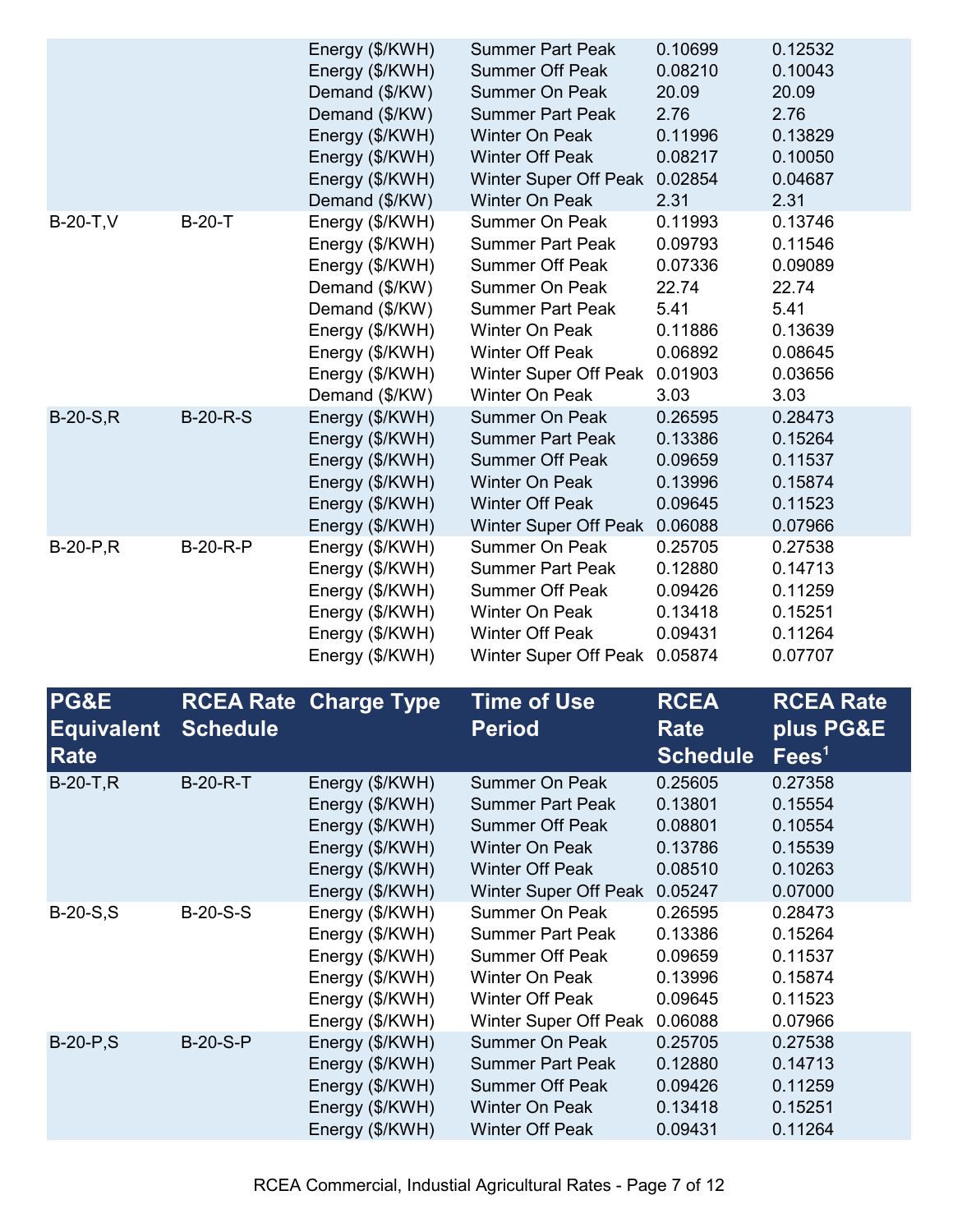| PG&E Equivalent Rate | RCEA Rate Schedule | Charge Type | Time of Use Period | RCEA Rate Schedule | RCEA Rate plus PG&E Fees[1] |
|---|---|---|---|---|---|
| | | Energy ($/KWH) | Summer Part Peak | 0.10699 | 0.12532 |
| | | Energy ($/KWH) | Summer Off Peak | 0.08210 | 0.10043 |
| | | Demand ($/KW) | Summer On Peak | 20.09 | 20.09 |
| | | Demand ($/KW) | Summer Part Peak | 2.76 | 2.76 |
| | | Energy ($/KWH) | Winter On Peak | 0.11996 | 0.13829 |
| | | Energy ($/KWH) | Winter Off Peak | 0.08217 | 0.10050 |
| | | Energy ($/KWH) | Winter Super Off Peak | 0.02854 | 0.04687 |
| | | Demand ($/KW) | Winter On Peak | 2.31 | 2.31 |
| B-20-T,V | B-20-T | Energy ($/KWH) | Summer On Peak | 0.11993 | 0.13746 |
| | | Energy ($/KWH) | Summer Part Peak | 0.09793 | 0.11546 |
| | | Energy ($/KWH) | Summer Off Peak | 0.07336 | 0.09089 |
| | | Demand ($/KW) | Summer On Peak | 22.74 | 22.74 |
| | | Demand ($/KW) | Summer Part Peak | 5.41 | 5.41 |
| | | Energy ($/KWH) | Winter On Peak | 0.11886 | 0.13639 |
| | | Energy ($/KWH) | Winter Off Peak | 0.06892 | 0.08645 |
| | | Energy ($/KWH) | Winter Super Off Peak | 0.01903 | 0.03656 |
| | | Demand ($/KW) | Winter On Peak | 3.03 | 3.03 |
| B-20-S,R | B-20-R-S | Energy ($/KWH) | Summer On Peak | 0.26595 | 0.28473 |
| | | Energy ($/KWH) | Summer Part Peak | 0.13386 | 0.15264 |
| | | Energy ($/KWH) | Summer Off Peak | 0.09659 | 0.11537 |
| | | Energy ($/KWH) | Winter On Peak | 0.13996 | 0.15874 |
| | | Energy ($/KWH) | Winter Off Peak | 0.09645 | 0.11523 |
| | | Energy ($/KWH) | Winter Super Off Peak | 0.06088 | 0.07966 |
| B-20-P,R | B-20-R-P | Energy ($/KWH) | Summer On Peak | 0.25705 | 0.27538 |
| | | Energy ($/KWH) | Summer Part Peak | 0.12880 | 0.14713 |
| | | Energy ($/KWH) | Summer Off Peak | 0.09426 | 0.11259 |
| | | Energy ($/KWH) | Winter On Peak | 0.13418 | 0.15251 |
| | | Energy ($/KWH) | Winter Off Peak | 0.09431 | 0.11264 |
| | | Energy ($/KWH) | Winter Super Off Peak | 0.05874 | 0.07707 |

| PG&E Equivalent Rate | RCEA Rate Schedule | Charge Type | Time of Use Period | RCEA Rate Schedule | RCEA Rate plus PG&E Fees[1] |
|---|---|---|---|---|---|
| B-20-T,R | B-20-R-T | Energy ($/KWH) | Summer On Peak | 0.25605 | 0.27358 |
| | | Energy ($/KWH) | Summer Part Peak | 0.13801 | 0.15554 |
| | | Energy ($/KWH) | Summer Off Peak | 0.08801 | 0.10554 |
| | | Energy ($/KWH) | Winter On Peak | 0.13786 | 0.15539 |
| | | Energy ($/KWH) | Winter Off Peak | 0.08510 | 0.10263 |
| | | Energy ($/KWH) | Winter Super Off Peak | 0.05247 | 0.07000 |
| B-20-S,S | B-20-S-S | Energy ($/KWH) | Summer On Peak | 0.26595 | 0.28473 |
| | | Energy ($/KWH) | Summer Part Peak | 0.13386 | 0.15264 |
| | | Energy ($/KWH) | Summer Off Peak | 0.09659 | 0.11537 |
| | | Energy ($/KWH) | Winter On Peak | 0.13996 | 0.15874 |
| | | Energy ($/KWH) | Winter Off Peak | 0.09645 | 0.11523 |
| | | Energy ($/KWH) | Winter Super Off Peak | 0.06088 | 0.07966 |
| B-20-P,S | B-20-S-P | Energy ($/KWH) | Summer On Peak | 0.25705 | 0.27538 |
| | | Energy ($/KWH) | Summer Part Peak | 0.12880 | 0.14713 |
| | | Energy ($/KWH) | Summer Off Peak | 0.09426 | 0.11259 |
| | | Energy ($/KWH) | Winter On Peak | 0.13418 | 0.15251 |
| | | Energy ($/KWH) | Winter Off Peak | 0.09431 | 0.11264 |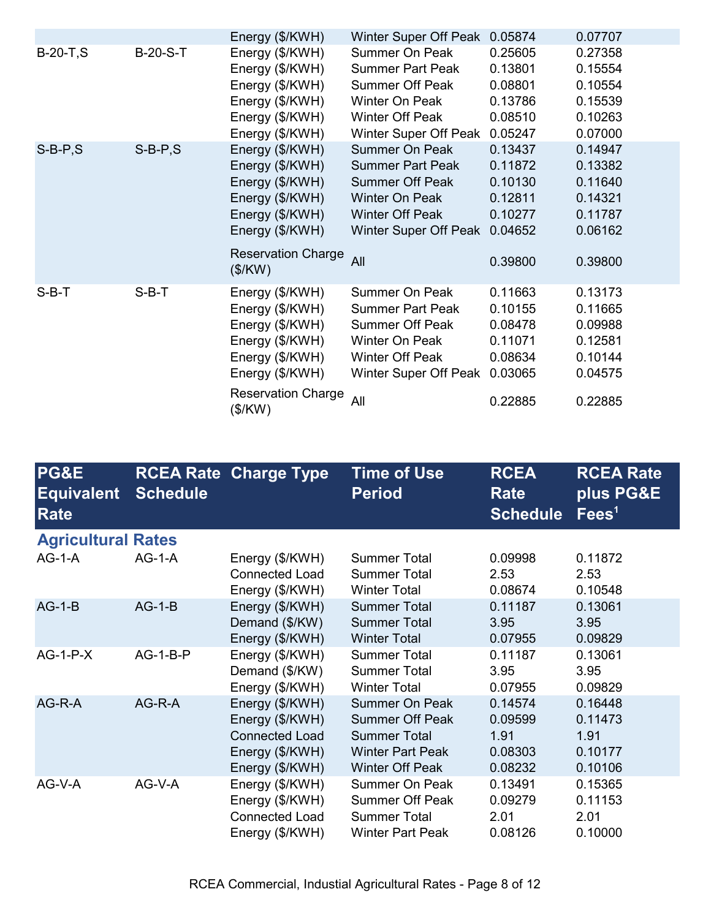| | | Energy ($/KWH) | Winter Super Off Peak | 0.05874 | 0.07707 |
|---|---|---|---|---|---|
| B-20-T,S | B-20-S-T | Energy ($/KWH) | Summer On Peak | 0.25605 | 0.27358 |
| | | Energy ($/KWH) | Summer Part Peak | 0.13801 | 0.15554 |
| | | Energy ($/KWH) | Summer Off Peak | 0.08801 | 0.10554 |
| | | Energy ($/KWH) | Winter On Peak | 0.13786 | 0.15539 |
| | | Energy ($/KWH) | Winter Off Peak | 0.08510 | 0.10263 |
| | | Energy ($/KWH) | Winter Super Off Peak | 0.05247 | 0.07000 |
| S-B-P,S | S-B-P,S | Energy ($/KWH) | Summer On Peak | 0.13437 | 0.14947 |
| | | Energy ($/KWH) | Summer Part Peak | 0.11872 | 0.13382 |
| | | Energy ($/KWH) | Summer Off Peak | 0.10130 | 0.11640 |
| | | Energy ($/KWH) | Winter On Peak | 0.12811 | 0.14321 |
| | | Energy ($/KWH) | Winter Off Peak | 0.10277 | 0.11787 |
| | | Energy ($/KWH) | Winter Super Off Peak | 0.04652 | 0.06162 |
| | | Reservation Charge ($/KW) | All | 0.39800 | 0.39800 |
| S-B-T | S-B-T | Energy ($/KWH) | Summer On Peak | 0.11663 | 0.13173 |
| | | Energy ($/KWH) | Summer Part Peak | 0.10155 | 0.11665 |
| | | Energy ($/KWH) | Summer Off Peak | 0.08478 | 0.09988 |
| | | Energy ($/KWH) | Winter On Peak | 0.11071 | 0.12581 |
| | | Energy ($/KWH) | Winter Off Peak | 0.08634 | 0.10144 |
| | | Energy ($/KWH) | Winter Super Off Peak | 0.03065 | 0.04575 |
| | | Reservation Charge ($/KW) | All | 0.22885 | 0.22885 |

| PG&E Equivalent Rate | RCEA Rate Schedule | Charge Type | Time of Use Period | RCEA Rate Schedule | RCEA Rate plus PG&E Fees[1] |
|---|---|---|---|---|---|
| **Agricultural Rates** | | | | | |
| AG-1-A | AG-1-A | Energy ($/KWH) | Summer Total | 0.09998 | 0.11872 |
| | | Connected Load | Summer Total | 2.53 | 2.53 |
| | | Energy ($/KWH) | Winter Total | 0.08674 | 0.10548 |
| AG-1-B | AG-1-B | Energy ($/KWH) | Summer Total | 0.11187 | 0.13061 |
| | | Demand ($/KW) | Summer Total | 3.95 | 3.95 |
| | | Energy ($/KWH) | Winter Total | 0.07955 | 0.09829 |
| AG-1-P-X | AG-1-B-P | Energy ($/KWH) | Summer Total | 0.11187 | 0.13061 |
| | | Demand ($/KW) | Summer Total | 3.95 | 3.95 |
| | | Energy ($/KWH) | Winter Total | 0.07955 | 0.09829 |
| AG-R-A | AG-R-A | Energy ($/KWH) | Summer On Peak | 0.14574 | 0.16448 |
| | | Energy ($/KWH) | Summer Off Peak | 0.09599 | 0.11473 |
| | | Connected Load | Summer Total | 1.91 | 1.91 |
| | | Energy ($/KWH) | Winter Part Peak | 0.08303 | 0.10177 |
| | | Energy ($/KWH) | Winter Off Peak | 0.08232 | 0.10106 |
| AG-V-A | AG-V-A | Energy ($/KWH) | Summer On Peak | 0.13491 | 0.15365 |
| | | Energy ($/KWH) | Summer Off Peak | 0.09279 | 0.11153 |
| | | Connected Load | Summer Total | 2.01 | 2.01 |
| | | Energy ($/KWH) | Winter Part Peak | 0.08126 | 0.10000 |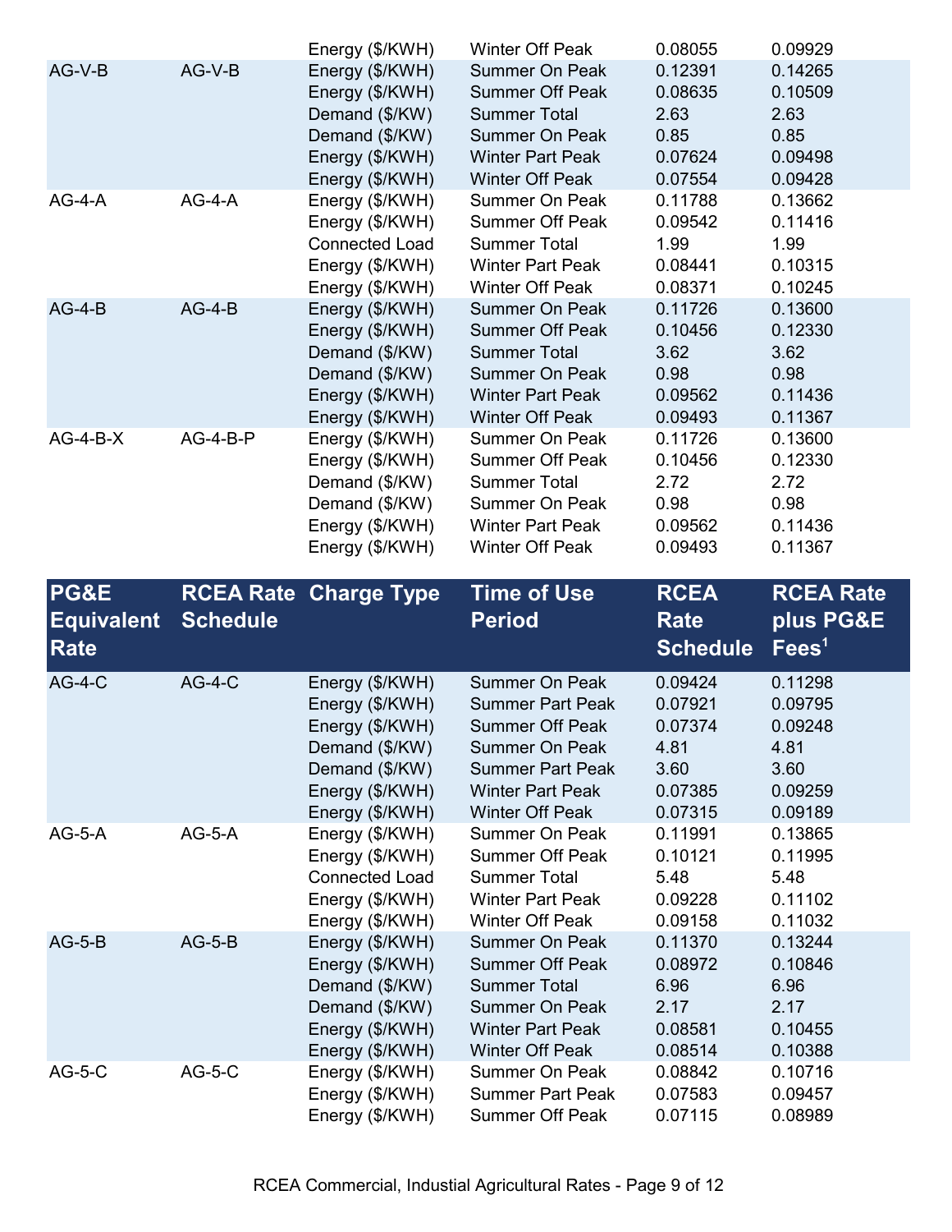| | | Energy ($/KWH) | Winter Off Peak | 0.08055 | 0.09929 |
|---|---|---|---|---|---|
| AG-V-B | AG-V-B | Energy ($/KWH) | Summer On Peak | 0.12391 | 0.14265 |
| | | Energy ($/KWH) | Summer Off Peak | 0.08635 | 0.10509 |
| | | Demand ($/KW) | Summer Total | 2.63 | 2.63 |
| | | Demand ($/KW) | Summer On Peak | 0.85 | 0.85 |
| | | Energy ($/KWH) | Winter Part Peak | 0.07624 | 0.09498 |
| | | Energy ($/KWH) | Winter Off Peak | 0.07554 | 0.09428 |
| AG-4-A | AG-4-A | Energy ($/KWH) | Summer On Peak | 0.11788 | 0.13662 |
| | | Energy ($/KWH) | Summer Off Peak | 0.09542 | 0.11416 |
| | | Connected Load | Summer Total | 1.99 | 1.99 |
| | | Energy ($/KWH) | Winter Part Peak | 0.08441 | 0.10315 |
| | | Energy ($/KWH) | Winter Off Peak | 0.08371 | 0.10245 |
| AG-4-B | AG-4-B | Energy ($/KWH) | Summer On Peak | 0.11726 | 0.13600 |
| | | Energy ($/KWH) | Summer Off Peak | 0.10456 | 0.12330 |
| | | Demand ($/KW) | Summer Total | 3.62 | 3.62 |
| | | Demand ($/KW) | Summer On Peak | 0.98 | 0.98 |
| | | Energy ($/KWH) | Winter Part Peak | 0.09562 | 0.11436 |
| | | Energy ($/KWH) | Winter Off Peak | 0.09493 | 0.11367 |
| AG-4-B-X | AG-4-B-P | Energy ($/KWH) | Summer On Peak | 0.11726 | 0.13600 |
| | | Energy ($/KWH) | Summer Off Peak | 0.10456 | 0.12330 |
| | | Demand ($/KW) | Summer Total | 2.72 | 2.72 |
| | | Demand ($/KW) | Summer On Peak | 0.98 | 0.98 |
| | | Energy ($/KWH) | Winter Part Peak | 0.09562 | 0.11436 |
| | | Energy ($/KWH) | Winter Off Peak | 0.09493 | 0.11367 |

| PG&E Equivalent Rate | RCEA Rate Schedule | Charge Type | Time of Use Period | RCEA Rate Schedule | RCEA Rate plus PG&E Fees[1] |
|---|---|---|---|---|---|
| AG-4-C | AG-4-C | Energy ($/KWH) | Summer On Peak | 0.09424 | 0.11298 |
| | | Energy ($/KWH) | Summer Part Peak | 0.07921 | 0.09795 |
| | | Energy ($/KWH) | Summer Off Peak | 0.07374 | 0.09248 |
| | | Demand ($/KW) | Summer On Peak | 4.81 | 4.81 |
| | | Demand ($/KW) | Summer Part Peak | 3.60 | 3.60 |
| | | Energy ($/KWH) | Winter Part Peak | 0.07385 | 0.09259 |
| | | Energy ($/KWH) | Winter Off Peak | 0.07315 | 0.09189 |
| AG-5-A | AG-5-A | Energy ($/KWH) | Summer On Peak | 0.11991 | 0.13865 |
| | | Energy ($/KWH) | Summer Off Peak | 0.10121 | 0.11995 |
| | | Connected Load | Summer Total | 5.48 | 5.48 |
| | | Energy ($/KWH) | Winter Part Peak | 0.09228 | 0.11102 |
| | | Energy ($/KWH) | Winter Off Peak | 0.09158 | 0.11032 |
| AG-5-B | AG-5-B | Energy ($/KWH) | Summer On Peak | 0.11370 | 0.13244 |
| | | Energy ($/KWH) | Summer Off Peak | 0.08972 | 0.10846 |
| | | Demand ($/KW) | Summer Total | 6.96 | 6.96 |
| | | Demand ($/KW) | Summer On Peak | 2.17 | 2.17 |
| | | Energy ($/KWH) | Winter Part Peak | 0.08581 | 0.10455 |
| | | Energy ($/KWH) | Winter Off Peak | 0.08514 | 0.10388 |
| AG-5-C | AG-5-C | Energy ($/KWH) | Summer On Peak | 0.08842 | 0.10716 |
| | | Energy ($/KWH) | Summer Part Peak | 0.07583 | 0.09457 |
| | | Energy ($/KWH) | Summer Off Peak | 0.07115 | 0.08989 |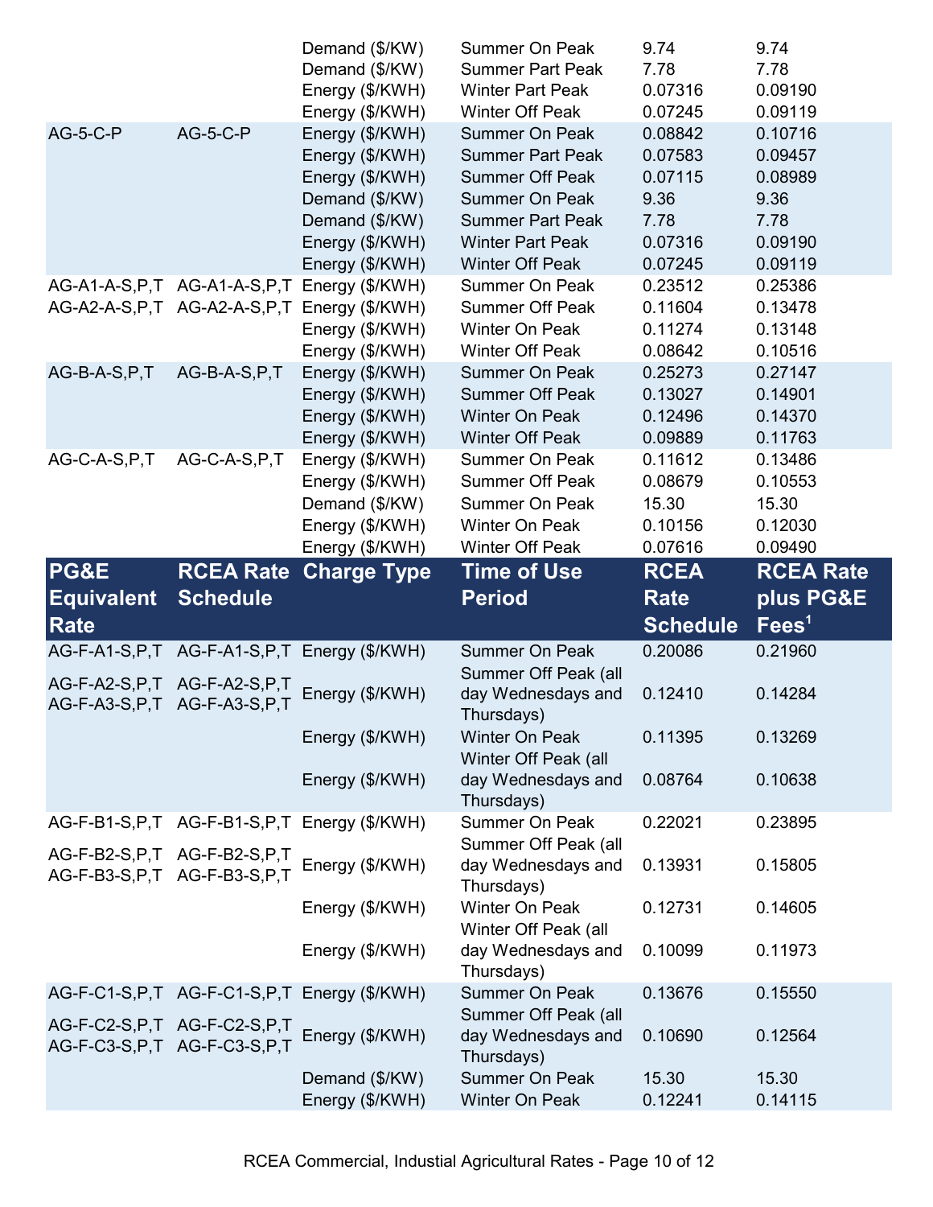| PG&E Equivalent Rate | RCEA Rate Schedule | Charge Type | Time of Use Period | RCEA Rate Schedule | RCEA Rate plus PG&E Fees[1] |
|---|---|---|---|---|---|
| | | Demand ($/KW) | Summer On Peak | 9.74 | 9.74 |
| | | Demand ($/KW) | Summer Part Peak | 7.78 | 7.78 |
| | | Energy ($/KWH) | Winter Part Peak | 0.07316 | 0.09190 |
| | | Energy ($/KWH) | Winter Off Peak | 0.07245 | 0.09119 |
| AG-5-C-P | AG-5-C-P | Energy ($/KWH) | Summer On Peak | 0.08842 | 0.10716 |
| | | Energy ($/KWH) | Summer Part Peak | 0.07583 | 0.09457 |
| | | Energy ($/KWH) | Summer Off Peak | 0.07115 | 0.08989 |
| | | Demand ($/KW) | Summer On Peak | 9.36 | 9.36 |
| | | Demand ($/KW) | Summer Part Peak | 7.78 | 7.78 |
| | | Energy ($/KWH) | Winter Part Peak | 0.07316 | 0.09190 |
| | | Energy ($/KWH) | Winter Off Peak | 0.07245 | 0.09119 |
| AG-A1-A-S,P,T | AG-A1-A-S,P,T | Energy ($/KWH) | Summer On Peak | 0.23512 | 0.25386 |
| AG-A2-A-S,P,T | AG-A2-A-S,P,T | Energy ($/KWH) | Summer Off Peak | 0.11604 | 0.13478 |
| | | Energy ($/KWH) | Winter On Peak | 0.11274 | 0.13148 |
| | | Energy ($/KWH) | Winter Off Peak | 0.08642 | 0.10516 |
| AG-B-A-S,P,T | AG-B-A-S,P,T | Energy ($/KWH) | Summer On Peak | 0.25273 | 0.27147 |
| | | Energy ($/KWH) | Summer Off Peak | 0.13027 | 0.14901 |
| | | Energy ($/KWH) | Winter On Peak | 0.12496 | 0.14370 |
| | | Energy ($/KWH) | Winter Off Peak | 0.09889 | 0.11763 |
| AG-C-A-S,P,T | AG-C-A-S,P,T | Energy ($/KWH) | Summer On Peak | 0.11612 | 0.13486 |
| | | Energy ($/KWH) | Summer Off Peak | 0.08679 | 0.10553 |
| | | Demand ($/KW) | Summer On Peak | 15.30 | 15.30 |
| | | Energy ($/KWH) | Winter On Peak | 0.10156 | 0.12030 |
| | | Energy ($/KWH) | Winter Off Peak | 0.07616 | 0.09490 |

| PG&E Equivalent Rate | RCEA Rate Schedule | Charge Type | Time of Use Period | RCEA Rate Schedule | RCEA Rate plus PG&E Fees[1] |
|---|---|---|---|---|---|
| AG-F-A1-S,P,T | AG-F-A1-S,P,T | Energy ($/KWH) | Summer On Peak | 0.20086 | 0.21960 |
| AG-F-A2-S,P,T AG-F-A3-S,P,T | AG-F-A2-S,P,T AG-F-A3-S,P,T | Energy ($/KWH) | Summer Off Peak (all day Wednesdays and Thursdays) | 0.12410 | 0.14284 |
| | | Energy ($/KWH) | Winter On Peak | 0.11395 | 0.13269 |
| | | Energy ($/KWH) | Winter Off Peak (all day Wednesdays and Thursdays) | 0.08764 | 0.10638 |
| AG-F-B1-S,P,T | AG-F-B1-S,P,T | Energy ($/KWH) | Summer On Peak | 0.22021 | 0.23895 |
| AG-F-B2-S,P,T AG-F-B3-S,P,T | AG-F-B2-S,P,T AG-F-B3-S,P,T | Energy ($/KWH) | Summer Off Peak (all day Wednesdays and Thursdays) | 0.13931 | 0.15805 |
| | | Energy ($/KWH) | Winter On Peak | 0.12731 | 0.14605 |
| | | Energy ($/KWH) | Winter Off Peak (all day Wednesdays and Thursdays) | 0.10099 | 0.11973 |
| AG-F-C1-S,P,T | AG-F-C1-S,P,T | Energy ($/KWH) | Summer On Peak | 0.13676 | 0.15550 |
| AG-F-C2-S,P,T AG-F-C3-S,P,T | AG-F-C2-S,P,T AG-F-C3-S,P,T | Energy ($/KWH) | Summer Off Peak (all day Wednesdays and Thursdays) | 0.10690 | 0.12564 |
| | | Demand ($/KW) | Summer On Peak | 15.30 | 15.30 |
| | | Energy ($/KWH) | Winter On Peak | 0.12241 | 0.14115 |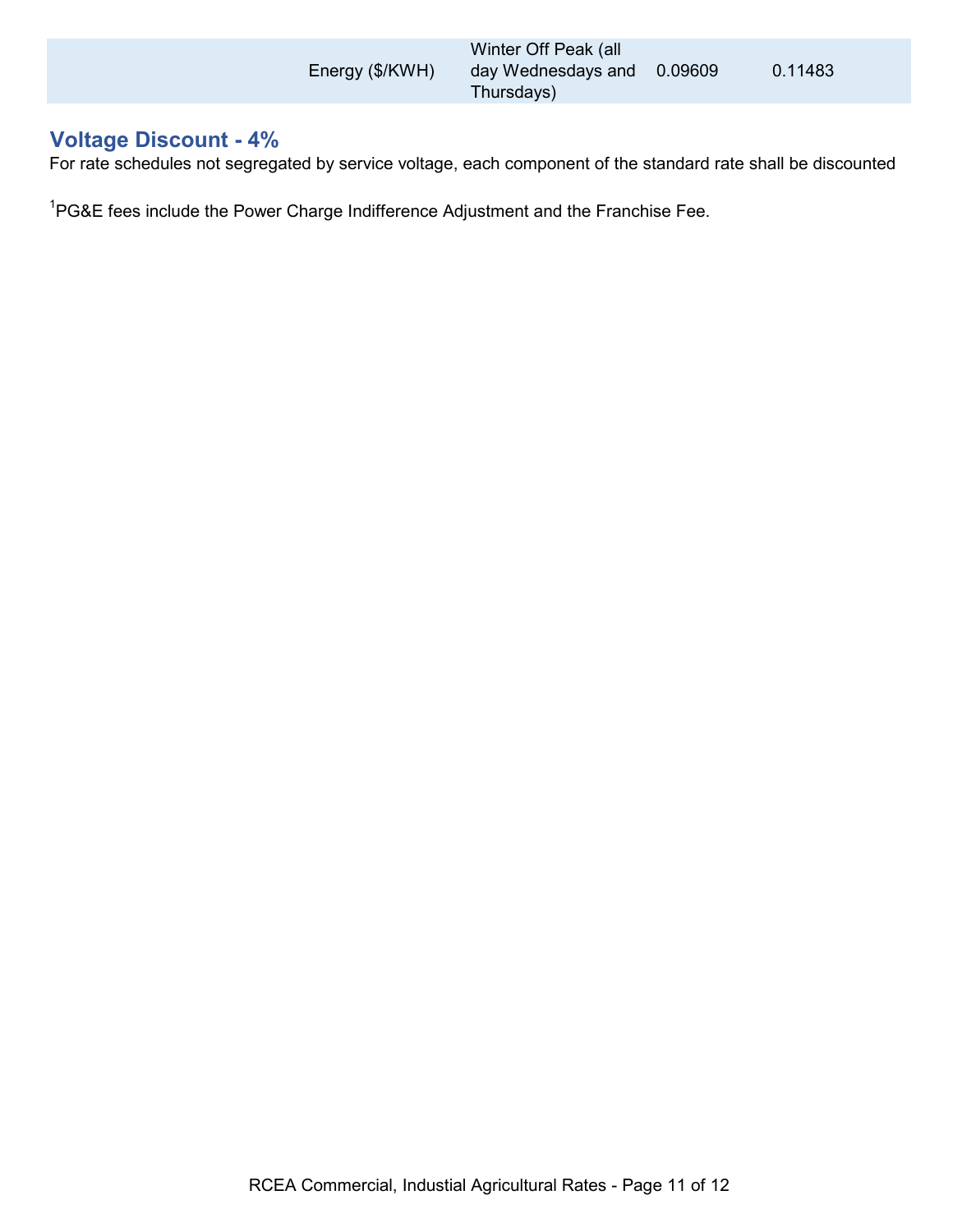| | | | | |
|---|---|---|---|---|
| | Energy ($/KWH) | Winter Off Peak (all day Wednesdays and Thursdays) | 0.09609 | 0.11483 |

## Voltage Discount - 4%

For rate schedules not segregated by service voltage, each component of the standard rate shall be discounted

[1]PG&E fees include the Power Charge Indifference Adjustment and the Franchise Fee.